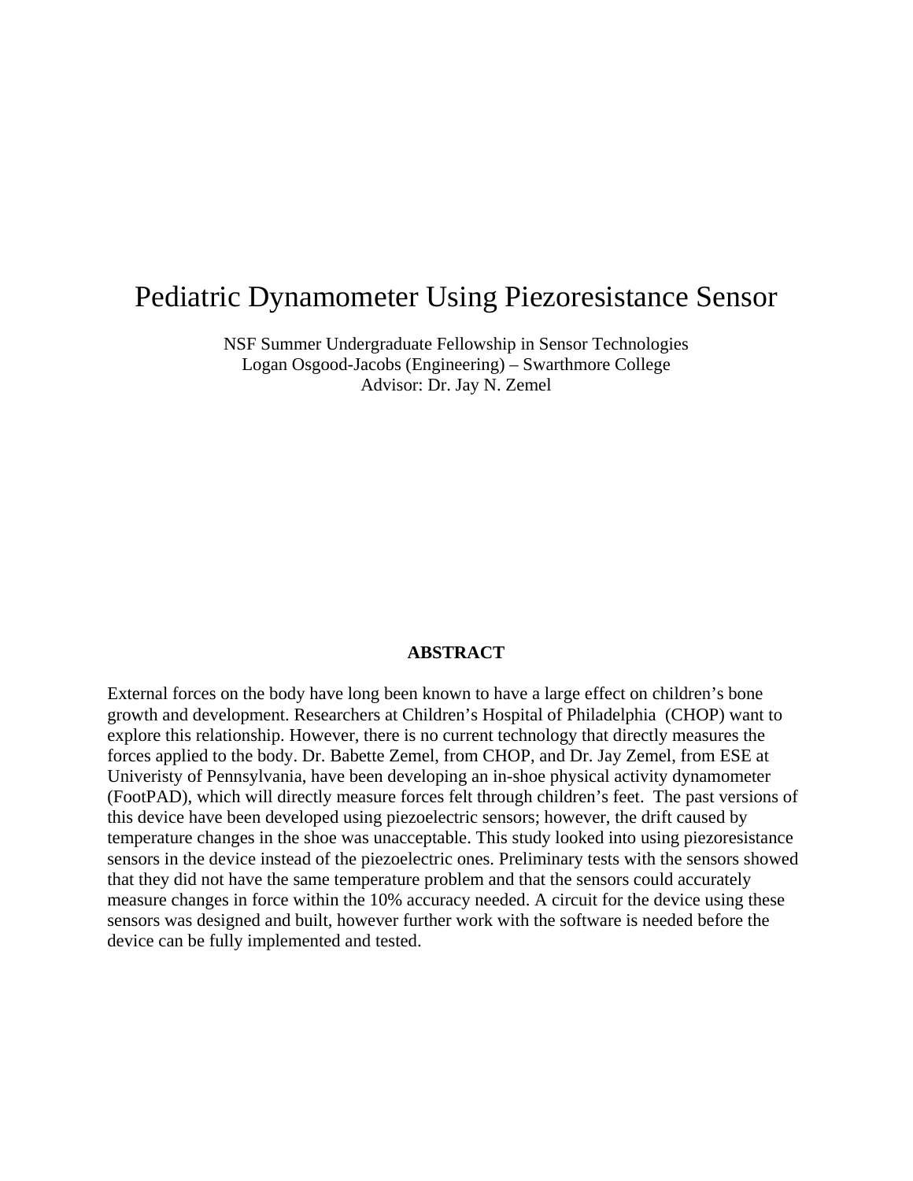# Pediatric Dynamometer Using Piezoresistance Sensor

NSF Summer Undergraduate Fellowship in Sensor Technologies
Logan Osgood-Jacobs (Engineering) – Swarthmore College
Advisor: Dr. Jay N. Zemel

## ABSTRACT

External forces on the body have long been known to have a large effect on children's bone growth and development. Researchers at Children's Hospital of Philadelphia (CHOP) want to explore this relationship. However, there is no current technology that directly measures the forces applied to the body. Dr. Babette Zemel, from CHOP, and Dr. Jay Zemel, from ESE at Univeristy of Pennsylvania, have been developing an in-shoe physical activity dynamometer (FootPAD), which will directly measure forces felt through children's feet. The past versions of this device have been developed using piezoelectric sensors; however, the drift caused by temperature changes in the shoe was unacceptable. This study looked into using piezoresistance sensors in the device instead of the piezoelectric ones. Preliminary tests with the sensors showed that they did not have the same temperature problem and that the sensors could accurately measure changes in force within the 10% accuracy needed. A circuit for the device using these sensors was designed and built, however further work with the software is needed before the device can be fully implemented and tested.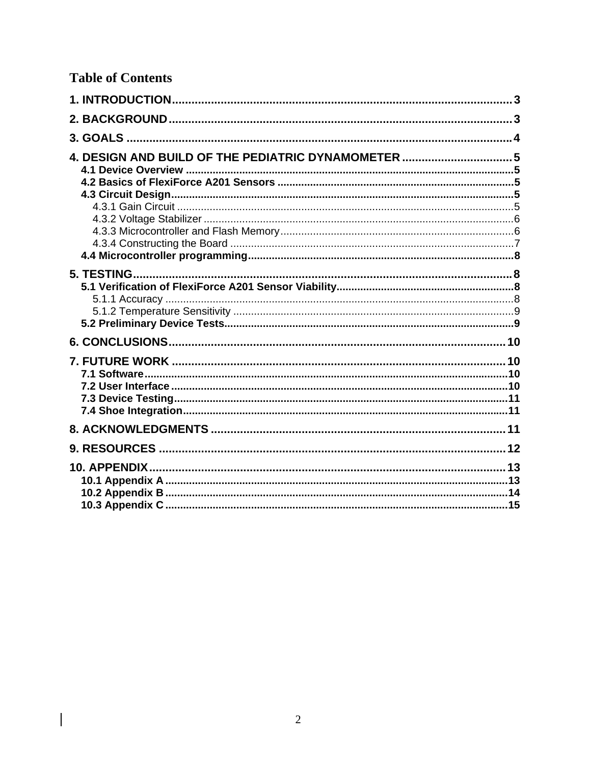# Table of Contents

1. INTRODUCTION ........ 3
2. BACKGROUND ........ 3
3. GOALS ........ 4
4. DESIGN AND BUILD OF THE PEDIATRIC DYNAMOMETER ........ 5
   - 4.1 Device Overview ........ 5
   - 4.2 Basics of FlexiForce A201 Sensors ........ 5
   - 4.3 Circuit Design ........ 5
     - 4.3.1 Gain Circuit ........ 5
     - 4.3.2 Voltage Stabilizer ........ 6
     - 4.3.3 Microcontroller and Flash Memory ........ 6
     - 4.3.4 Constructing the Board ........ 7
   - 4.4 Microcontroller programming ........ 8
5. TESTING ........ 8
   - 5.1 Verification of FlexiForce A201 Sensor Viability ........ 8
     - 5.1.1 Accuracy ........ 8
     - 5.1.2 Temperature Sensitivity ........ 9
   - 5.2 Preliminary Device Tests ........ 9
6. CONCLUSIONS ........ 10
7. FUTURE WORK ........ 10
   - 7.1 Software ........ 10
   - 7.2 User Interface ........ 10
   - 7.3 Device Testing ........ 11
   - 7.4 Shoe Integration ........ 11
8. ACKNOWLEDGMENTS ........ 11
9. RESOURCES ........ 12
10. APPENDIX ........ 13
    - 10.1 Appendix A ........ 13
    - 10.2 Appendix B ........ 14
    - 10.3 Appendix C ........ 15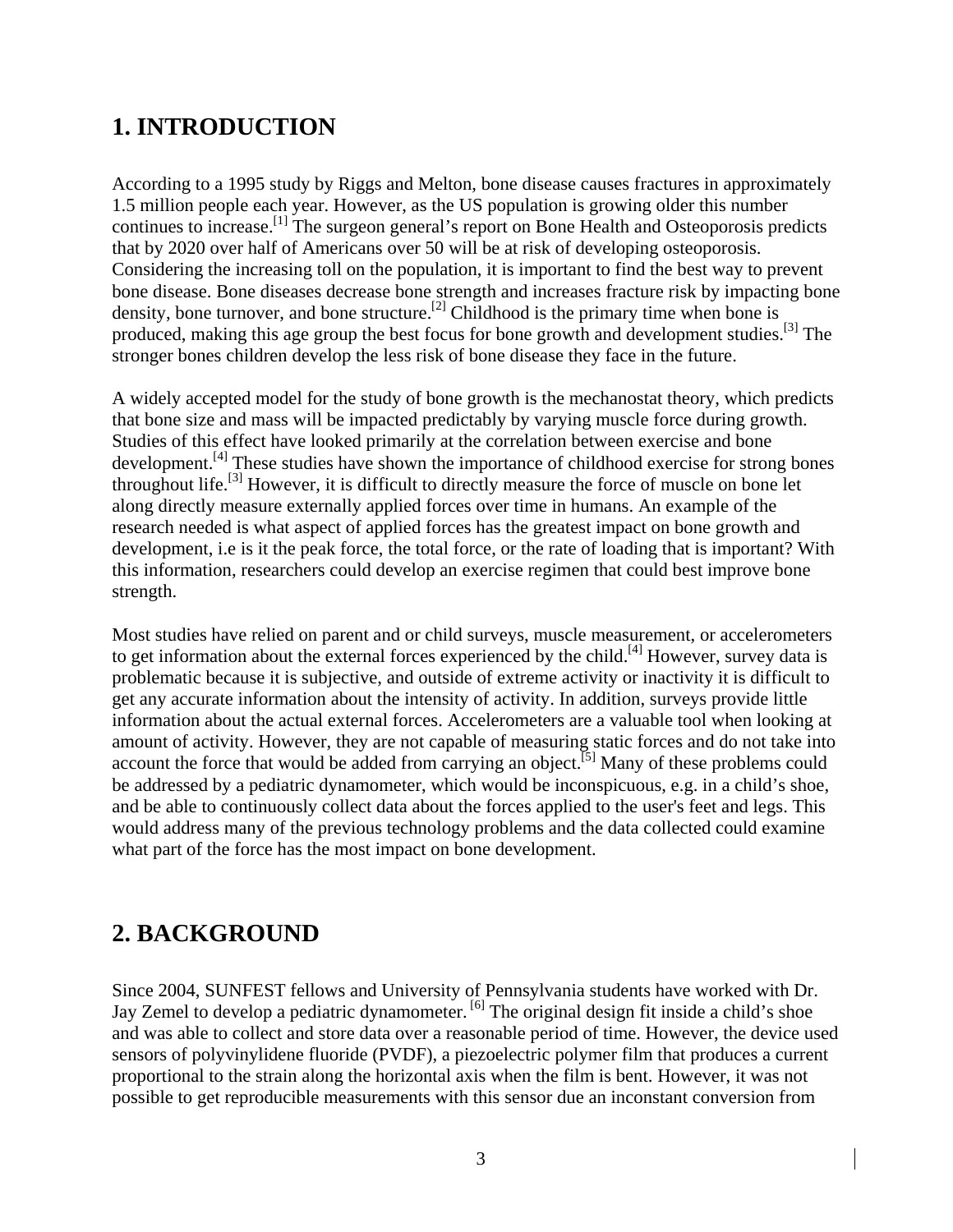# 1. INTRODUCTION

According to a 1995 study by Riggs and Melton, bone disease causes fractures in approximately 1.5 million people each year. However, as the US population is growing older this number continues to increase.[1] The surgeon general's report on Bone Health and Osteoporosis predicts that by 2020 over half of Americans over 50 will be at risk of developing osteoporosis. Considering the increasing toll on the population, it is important to find the best way to prevent bone disease. Bone diseases decrease bone strength and increases fracture risk by impacting bone density, bone turnover, and bone structure.[2] Childhood is the primary time when bone is produced, making this age group the best focus for bone growth and development studies.[3] The stronger bones children develop the less risk of bone disease they face in the future.

A widely accepted model for the study of bone growth is the mechanostat theory, which predicts that bone size and mass will be impacted predictably by varying muscle force during growth. Studies of this effect have looked primarily at the correlation between exercise and bone development.[4] These studies have shown the importance of childhood exercise for strong bones throughout life.[3] However, it is difficult to directly measure the force of muscle on bone let along directly measure externally applied forces over time in humans. An example of the research needed is what aspect of applied forces has the greatest impact on bone growth and development, i.e is it the peak force, the total force, or the rate of loading that is important? With this information, researchers could develop an exercise regimen that could best improve bone strength.

Most studies have relied on parent and or child surveys, muscle measurement, or accelerometers to get information about the external forces experienced by the child.[4] However, survey data is problematic because it is subjective, and outside of extreme activity or inactivity it is difficult to get any accurate information about the intensity of activity. In addition, surveys provide little information about the actual external forces. Accelerometers are a valuable tool when looking at amount of activity. However, they are not capable of measuring static forces and do not take into account the force that would be added from carrying an object.[5] Many of these problems could be addressed by a pediatric dynamometer, which would be inconspicuous, e.g. in a child's shoe, and be able to continuously collect data about the forces applied to the user's feet and legs. This would address many of the previous technology problems and the data collected could examine what part of the force has the most impact on bone development.

# 2. BACKGROUND

Since 2004, SUNFEST fellows and University of Pennsylvania students have worked with Dr. Jay Zemel to develop a pediatric dynamometer. [6] The original design fit inside a child's shoe and was able to collect and store data over a reasonable period of time. However, the device used sensors of polyvinylidene fluoride (PVDF), a piezoelectric polymer film that produces a current proportional to the strain along the horizontal axis when the film is bent. However, it was not possible to get reproducible measurements with this sensor due an inconstant conversion from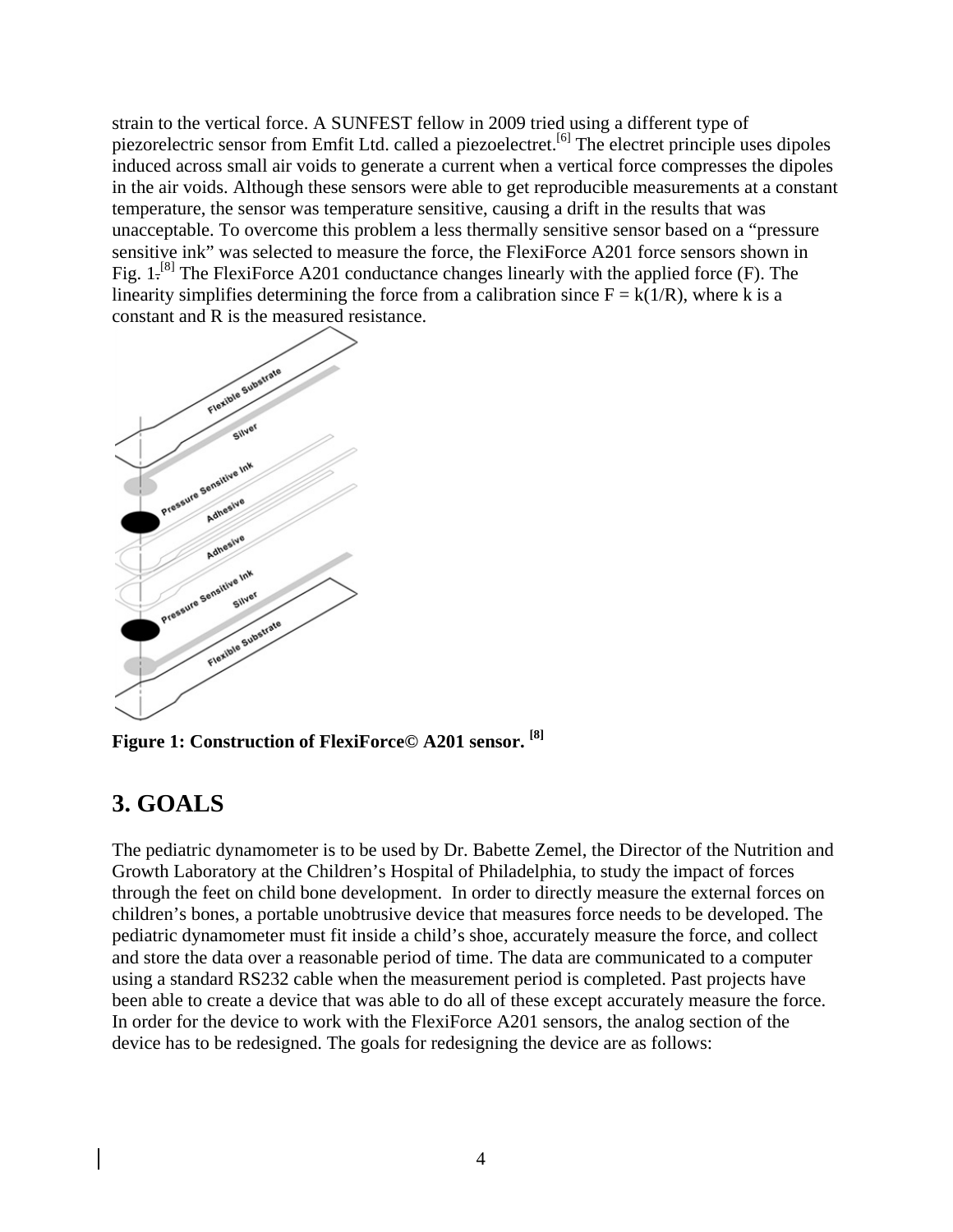strain to the vertical force. A SUNFEST fellow in 2009 tried using a different type of piezorelectric sensor from Emfit Ltd. called a piezoelectret.[6] The electret principle uses dipoles induced across small air voids to generate a current when a vertical force compresses the dipoles in the air voids. Although these sensors were able to get reproducible measurements at a constant temperature, the sensor was temperature sensitive, causing a drift in the results that was unacceptable. To overcome this problem a less thermally sensitive sensor based on a "pressure sensitive ink" was selected to measure the force, the FlexiForce A201 force sensors shown in Fig. 1.[8] The FlexiForce A201 conductance changes linearly with the applied force (F). The linearity simplifies determining the force from a calibration since $F = k(1/R)$, where k is a constant and R is the measured resistance.

**Figure 1: Construction of FlexiForce© A201 sensor. [8]**

## 3. GOALS

The pediatric dynamometer is to be used by Dr. Babette Zemel, the Director of the Nutrition and Growth Laboratory at the Children's Hospital of Philadelphia, to study the impact of forces through the feet on child bone development. In order to directly measure the external forces on children's bones, a portable unobtrusive device that measures force needs to be developed. The pediatric dynamometer must fit inside a child's shoe, accurately measure the force, and collect and store the data over a reasonable period of time. The data are communicated to a computer using a standard RS232 cable when the measurement period is completed. Past projects have been able to create a device that was able to do all of these except accurately measure the force. In order for the device to work with the FlexiForce A201 sensors, the analog section of the device has to be redesigned. The goals for redesigning the device are as follows: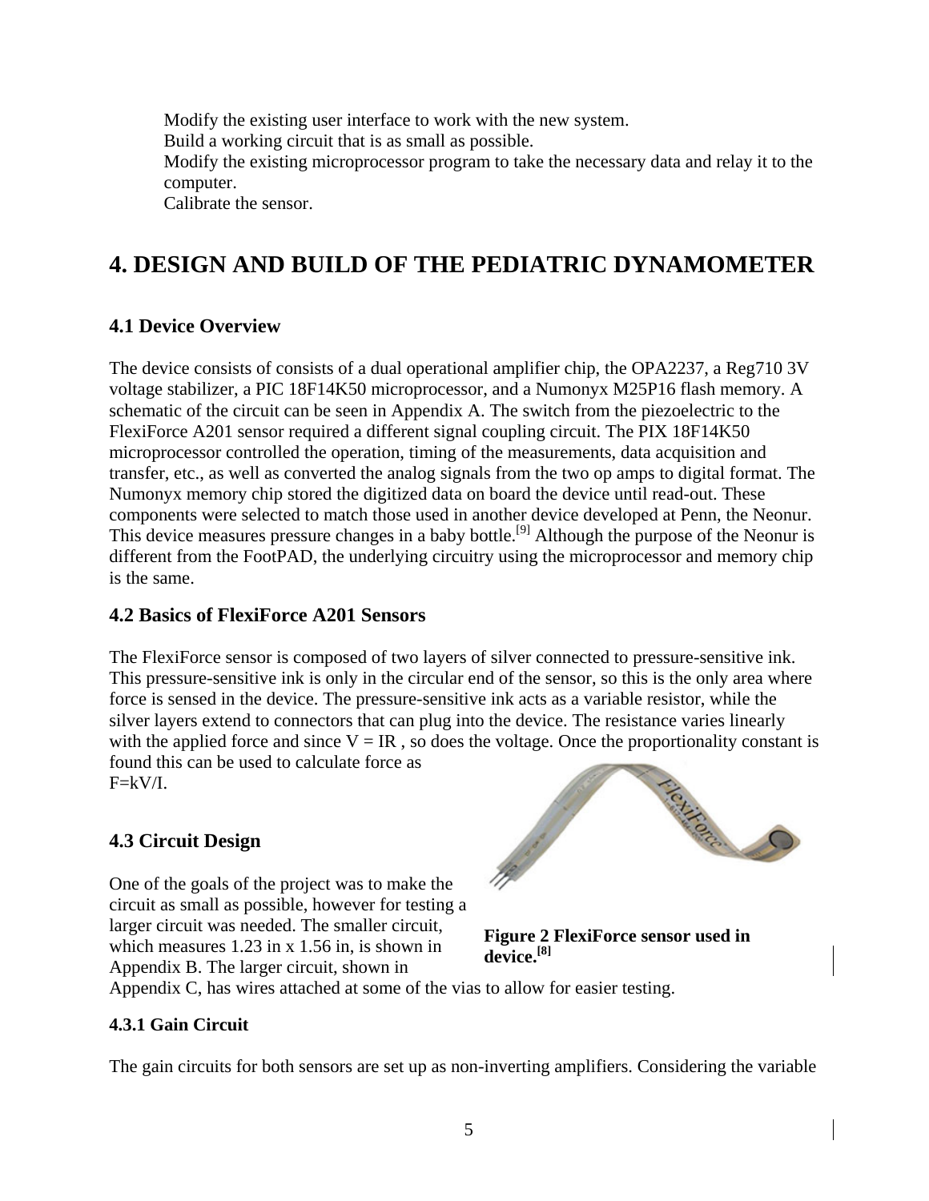Modify the existing user interface to work with the new system.
Build a working circuit that is as small as possible.
Modify the existing microprocessor program to take the necessary data and relay it to the computer.
Calibrate the sensor.

# 4. DESIGN AND BUILD OF THE PEDIATRIC DYNAMOMETER

## 4.1 Device Overview

The device consists of consists of a dual operational amplifier chip, the OPA2237, a Reg710 3V voltage stabilizer, a PIC 18F14K50 microprocessor, and a Numonyx M25P16 flash memory. A schematic of the circuit can be seen in Appendix A. The switch from the piezoelectric to the FlexiForce A201 sensor required a different signal coupling circuit. The PIX 18F14K50 microprocessor controlled the operation, timing of the measurements, data acquisition and transfer, etc., as well as converted the analog signals from the two op amps to digital format. The Numonyx memory chip stored the digitized data on board the device until read-out. These components were selected to match those used in another device developed at Penn, the Neonur. This device measures pressure changes in a baby bottle.[9] Although the purpose of the Neonur is different from the FootPAD, the underlying circuitry using the microprocessor and memory chip is the same.

## 4.2 Basics of FlexiForce A201 Sensors

The FlexiForce sensor is composed of two layers of silver connected to pressure-sensitive ink. This pressure-sensitive ink is only in the circular end of the sensor, so this is the only area where force is sensed in the device. The pressure-sensitive ink acts as a variable resistor, while the silver layers extend to connectors that can plug into the device. The resistance varies linearly with the applied force and since $V = IR$ , so does the voltage. Once the proportionality constant is found this can be used to calculate force as
$F=kV/I$.

**Figure 2 FlexiForce sensor used in device.[8]**

## 4.3 Circuit Design

One of the goals of the project was to make the circuit as small as possible, however for testing a larger circuit was needed. The smaller circuit, which measures 1.23 in x 1.56 in, is shown in Appendix B. The larger circuit, shown in Appendix C, has wires attached at some of the vias to allow for easier testing.

### 4.3.1 Gain Circuit

The gain circuits for both sensors are set up as non-inverting amplifiers. Considering the variable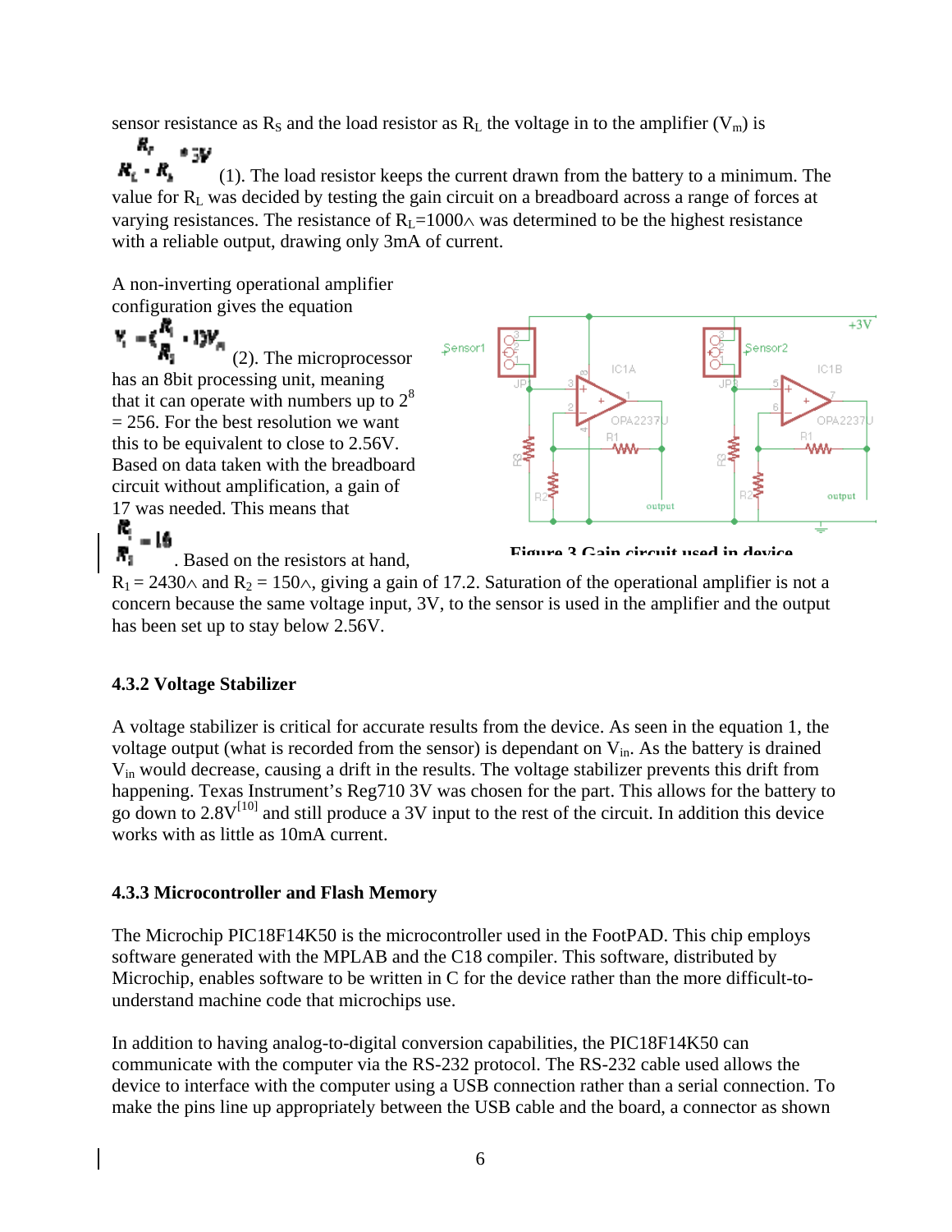sensor resistance as $R_S$ and the load resistor as $R_L$ the voltage in to the amplifier ($V_m$) is $\frac{R_F}{R_L + R_S} * 3V$ (1). The load resistor keeps the current drawn from the battery to a minimum. The value for $R_L$ was decided by testing the gain circuit on a breadboard across a range of forces at varying resistances. The resistance of $R_L$=1000∧ was determined to be the highest resistance with a reliable output, drawing only 3mA of current.

A non-inverting operational amplifier configuration gives the equation $V_i = (\frac{R_i}{R_j} + 1)V_n$ (2). The microprocessor has an 8bit processing unit, meaning that it can operate with numbers up to $2^8$ = 256. For the best resolution we want this to be equivalent to close to 2.56V. Based on data taken with the breadboard circuit without amplification, a gain of 17 was needed. This means that $\frac{R_i}{R_j} = 16$. Based on the resistors at hand, $R_1$ = 2430∧ and $R_2$ = 150∧, giving a gain of 17.2. Saturation of the operational amplifier is not a concern because the same voltage input, 3V, to the sensor is used in the amplifier and the output has been set up to stay below 2.56V.

Figure 3 Gain circuit used in device

### 4.3.2 Voltage Stabilizer

A voltage stabilizer is critical for accurate results from the device. As seen in the equation 1, the voltage output (what is recorded from the sensor) is dependant on $V_{in}$. As the battery is drained $V_{in}$ would decrease, causing a drift in the results. The voltage stabilizer prevents this drift from happening. Texas Instrument's Reg710 3V was chosen for the part. This allows for the battery to go down to 2.8V[10] and still produce a 3V input to the rest of the circuit. In addition this device works with as little as 10mA current.

### 4.3.3 Microcontroller and Flash Memory

The Microchip PIC18F14K50 is the microcontroller used in the FootPAD. This chip employs software generated with the MPLAB and the C18 compiler. This software, distributed by Microchip, enables software to be written in C for the device rather than the more difficult-to-understand machine code that microchips use.

In addition to having analog-to-digital conversion capabilities, the PIC18F14K50 can communicate with the computer via the RS-232 protocol. The RS-232 cable used allows the device to interface with the computer using a USB connection rather than a serial connection. To make the pins line up appropriately between the USB cable and the board, a connector as shown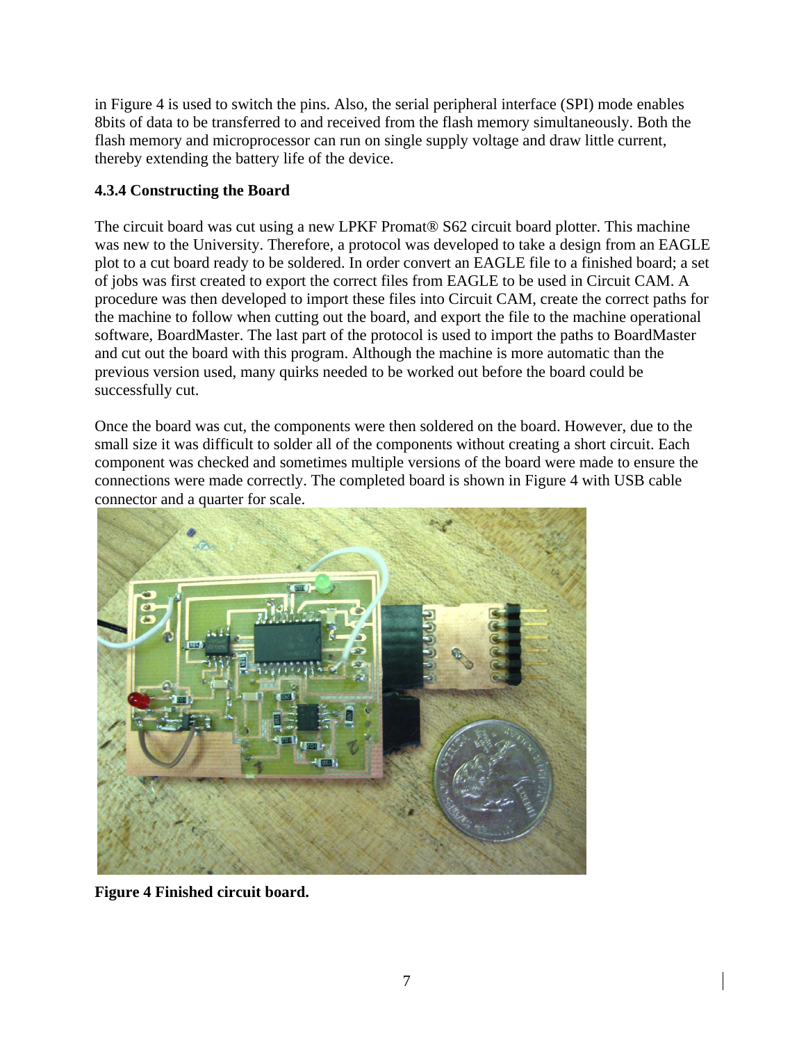in Figure 4 is used to switch the pins. Also, the serial peripheral interface (SPI) mode enables 8bits of data to be transferred to and received from the flash memory simultaneously. Both the flash memory and microprocessor can run on single supply voltage and draw little current, thereby extending the battery life of the device.

### 4.3.4 Constructing the Board

The circuit board was cut using a new LPKF Promat® S62 circuit board plotter. This machine was new to the University. Therefore, a protocol was developed to take a design from an EAGLE plot to a cut board ready to be soldered. In order convert an EAGLE file to a finished board; a set of jobs was first created to export the correct files from EAGLE to be used in Circuit CAM. A procedure was then developed to import these files into Circuit CAM, create the correct paths for the machine to follow when cutting out the board, and export the file to the machine operational software, BoardMaster. The last part of the protocol is used to import the paths to BoardMaster and cut out the board with this program. Although the machine is more automatic than the previous version used, many quirks needed to be worked out before the board could be successfully cut.

Once the board was cut, the components were then soldered on the board. However, due to the small size it was difficult to solder all of the components without creating a short circuit. Each component was checked and sometimes multiple versions of the board were made to ensure the connections were made correctly. The completed board is shown in Figure 4 with USB cable connector and a quarter for scale.

**Figure 4 Finished circuit board.**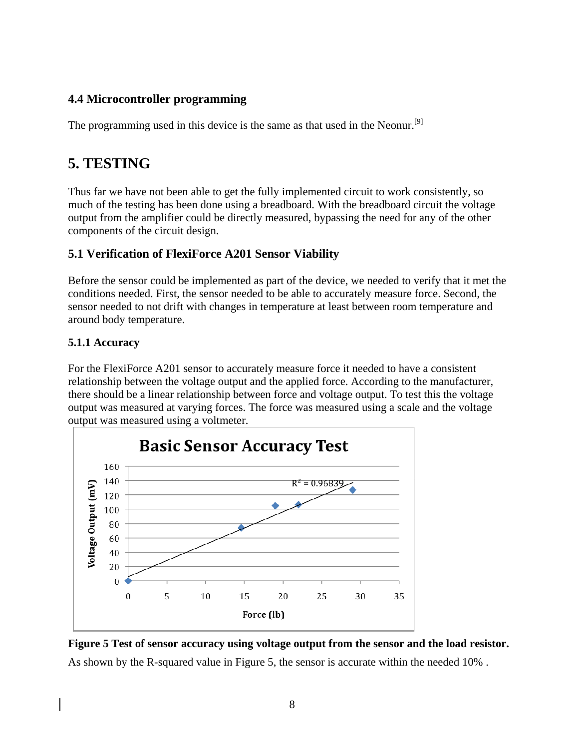### 4.4 Microcontroller programming

The programming used in this device is the same as that used in the Neonur.[9]

## 5. TESTING

Thus far we have not been able to get the fully implemented circuit to work consistently, so much of the testing has been done using a breadboard. With the breadboard circuit the voltage output from the amplifier could be directly measured, bypassing the need for any of the other components of the circuit design.

### 5.1 Verification of FlexiForce A201 Sensor Viability

Before the sensor could be implemented as part of the device, we needed to verify that it met the conditions needed. First, the sensor needed to be able to accurately measure force. Second, the sensor needed to not drift with changes in temperature at least between room temperature and around body temperature.

#### 5.1.1 Accuracy

For the FlexiForce A201 sensor to accurately measure force it needed to have a consistent relationship between the voltage output and the applied force. According to the manufacturer, there should be a linear relationship between force and voltage output. To test this the voltage output was measured at varying forces. The force was measured using a scale and the voltage output was measured using a voltmeter.

**Figure 5 Test of sensor accuracy using voltage output from the sensor and the load resistor.**

As shown by the R-squared value in Figure 5, the sensor is accurate within the needed 10% .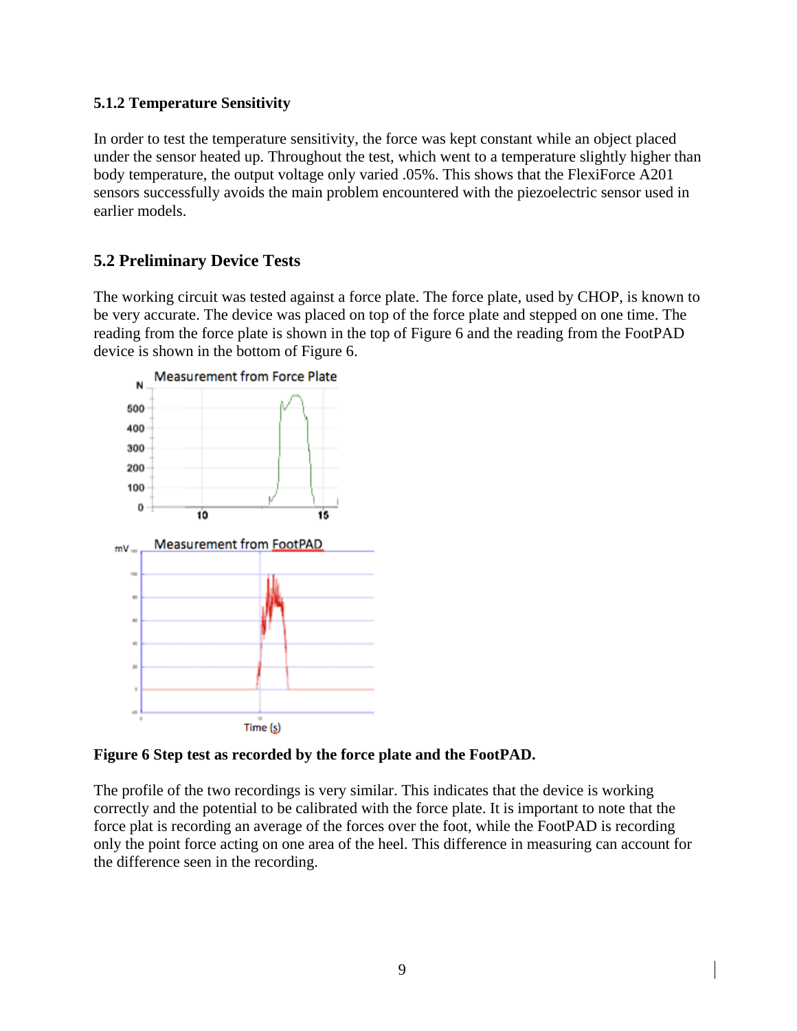### 5.1.2 Temperature Sensitivity

In order to test the temperature sensitivity, the force was kept constant while an object placed under the sensor heated up. Throughout the test, which went to a temperature slightly higher than body temperature, the output voltage only varied .05%. This shows that the FlexiForce A201 sensors successfully avoids the main problem encountered with the piezoelectric sensor used in earlier models.

## 5.2 Preliminary Device Tests

The working circuit was tested against a force plate. The force plate, used by CHOP, is known to be very accurate. The device was placed on top of the force plate and stepped on one time. The reading from the force plate is shown in the top of Figure 6 and the reading from the FootPAD device is shown in the bottom of Figure 6.

**Figure 6 Step test as recorded by the force plate and the FootPAD.**

The profile of the two recordings is very similar. This indicates that the device is working correctly and the potential to be calibrated with the force plate. It is important to note that the force plat is recording an average of the forces over the foot, while the FootPAD is recording only the point force acting on one area of the heel. This difference in measuring can account for the difference seen in the recording.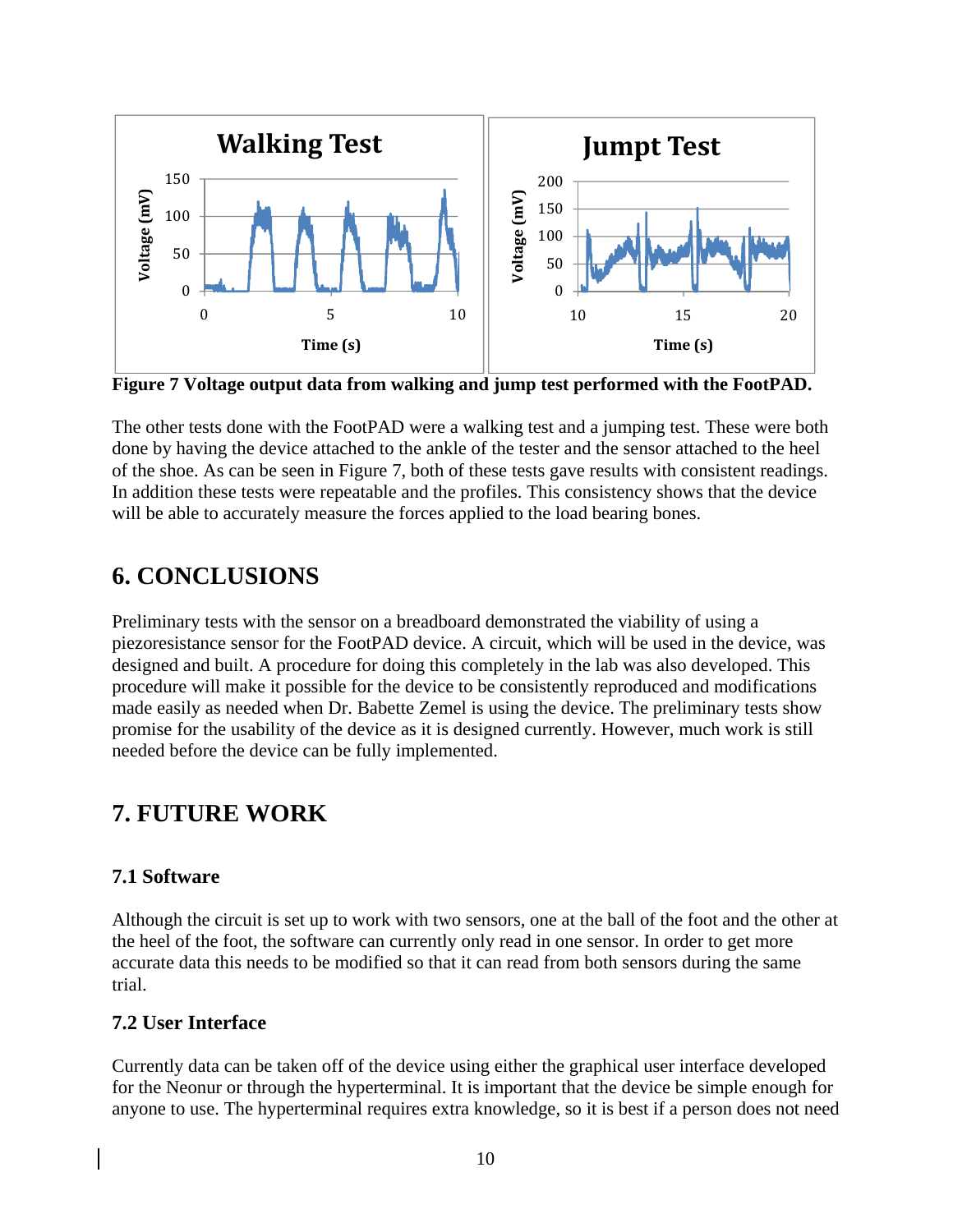**Figure 7 Voltage output data from walking and jump test performed with the FootPAD.**

The other tests done with the FootPAD were a walking test and a jumping test. These were both done by having the device attached to the ankle of the tester and the sensor attached to the heel of the shoe. As can be seen in Figure 7, both of these tests gave results with consistent readings. In addition these tests were repeatable and the profiles. This consistency shows that the device will be able to accurately measure the forces applied to the load bearing bones.

# 6. CONCLUSIONS

Preliminary tests with the sensor on a breadboard demonstrated the viability of using a piezoresistance sensor for the FootPAD device. A circuit, which will be used in the device, was designed and built. A procedure for doing this completely in the lab was also developed. This procedure will make it possible for the device to be consistently reproduced and modifications made easily as needed when Dr. Babette Zemel is using the device. The preliminary tests show promise for the usability of the device as it is designed currently. However, much work is still needed before the device can be fully implemented.

# 7. FUTURE WORK

## 7.1 Software

Although the circuit is set up to work with two sensors, one at the ball of the foot and the other at the heel of the foot, the software can currently only read in one sensor. In order to get more accurate data this needs to be modified so that it can read from both sensors during the same trial.

## 7.2 User Interface

Currently data can be taken off of the device using either the graphical user interface developed for the Neonur or through the hyperterminal. It is important that the device be simple enough for anyone to use. The hyperterminal requires extra knowledge, so it is best if a person does not need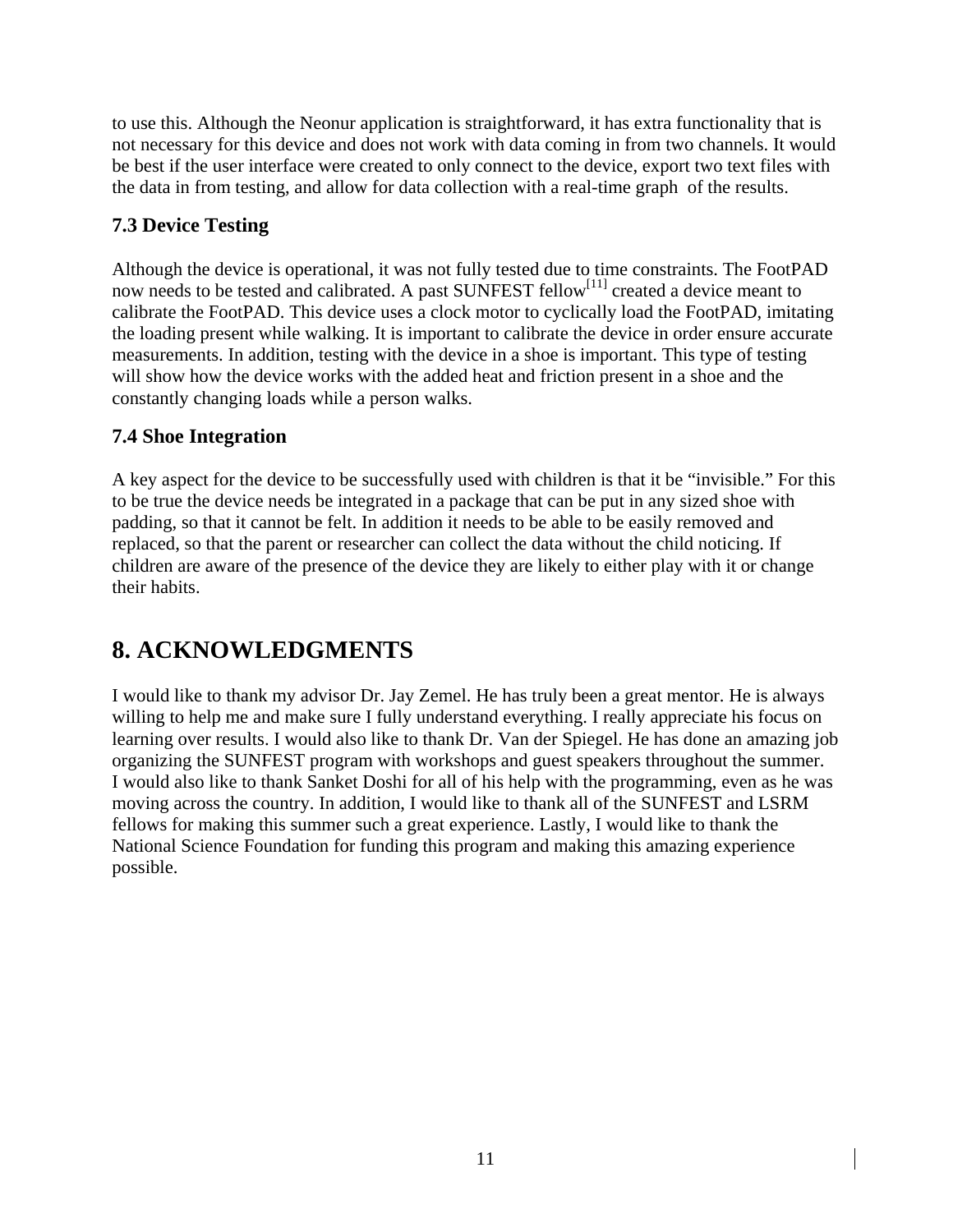to use this. Although the Neonur application is straightforward, it has extra functionality that is not necessary for this device and does not work with data coming in from two channels. It would be best if the user interface were created to only connect to the device, export two text files with the data in from testing, and allow for data collection with a real-time graph of the results.

### 7.3 Device Testing

Although the device is operational, it was not fully tested due to time constraints. The FootPAD now needs to be tested and calibrated. A past SUNFEST fellow[11] created a device meant to calibrate the FootPAD. This device uses a clock motor to cyclically load the FootPAD, imitating the loading present while walking. It is important to calibrate the device in order ensure accurate measurements. In addition, testing with the device in a shoe is important. This type of testing will show how the device works with the added heat and friction present in a shoe and the constantly changing loads while a person walks.

### 7.4 Shoe Integration

A key aspect for the device to be successfully used with children is that it be "invisible." For this to be true the device needs be integrated in a package that can be put in any sized shoe with padding, so that it cannot be felt. In addition it needs to be able to be easily removed and replaced, so that the parent or researcher can collect the data without the child noticing. If children are aware of the presence of the device they are likely to either play with it or change their habits.

## 8. ACKNOWLEDGMENTS

I would like to thank my advisor Dr. Jay Zemel. He has truly been a great mentor. He is always willing to help me and make sure I fully understand everything. I really appreciate his focus on learning over results. I would also like to thank Dr. Van der Spiegel. He has done an amazing job organizing the SUNFEST program with workshops and guest speakers throughout the summer. I would also like to thank Sanket Doshi for all of his help with the programming, even as he was moving across the country. In addition, I would like to thank all of the SUNFEST and LSRM fellows for making this summer such a great experience. Lastly, I would like to thank the National Science Foundation for funding this program and making this amazing experience possible.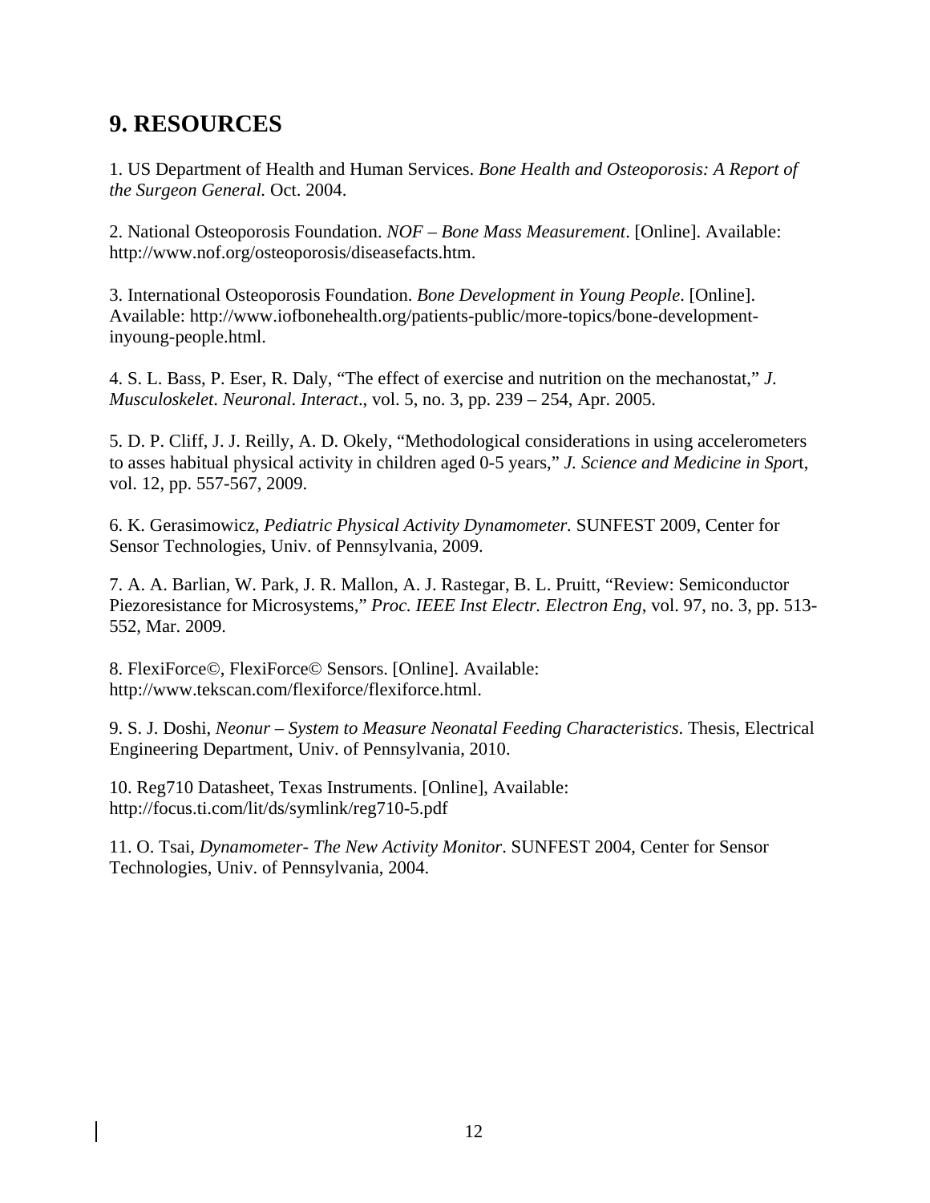## 9. RESOURCES

1. US Department of Health and Human Services. *Bone Health and Osteoporosis: A Report of the Surgeon General.* Oct. 2004.

2. National Osteoporosis Foundation. *NOF – Bone Mass Measurement*. [Online]. Available: http://www.nof.org/osteoporosis/diseasefacts.htm.

3. International Osteoporosis Foundation. *Bone Development in Young People*. [Online]. Available: http://www.iofbonehealth.org/patients-public/more-topics/bone-development-inyoung-people.html.

4. S. L. Bass, P. Eser, R. Daly, "The effect of exercise and nutrition on the mechanostat," *J. Musculoskelet. Neuronal. Interact*., vol. 5, no. 3, pp. 239 – 254, Apr. 2005.

5. D. P. Cliff, J. J. Reilly, A. D. Okely, "Methodological considerations in using accelerometers to asses habitual physical activity in children aged 0-5 years," *J. Science and Medicine in Sport*, vol. 12, pp. 557-567, 2009.

6. K. Gerasimowicz, *Pediatric Physical Activity Dynamometer*. SUNFEST 2009, Center for Sensor Technologies, Univ. of Pennsylvania, 2009.

7. A. A. Barlian, W. Park, J. R. Mallon, A. J. Rastegar, B. L. Pruitt, "Review: Semiconductor Piezoresistance for Microsystems," *Proc. IEEE Inst Electr. Electron Eng*, vol. 97, no. 3, pp. 513-552, Mar. 2009.

8. FlexiForce©, FlexiForce© Sensors. [Online]. Available: http://www.tekscan.com/flexiforce/flexiforce.html.

9. S. J. Doshi, *Neonur – System to Measure Neonatal Feeding Characteristics*. Thesis, Electrical Engineering Department, Univ. of Pennsylvania, 2010.

10. Reg710 Datasheet, Texas Instruments. [Online], Available: http://focus.ti.com/lit/ds/symlink/reg710-5.pdf

11. O. Tsai, *Dynamometer- The New Activity Monitor*. SUNFEST 2004, Center for Sensor Technologies, Univ. of Pennsylvania, 2004.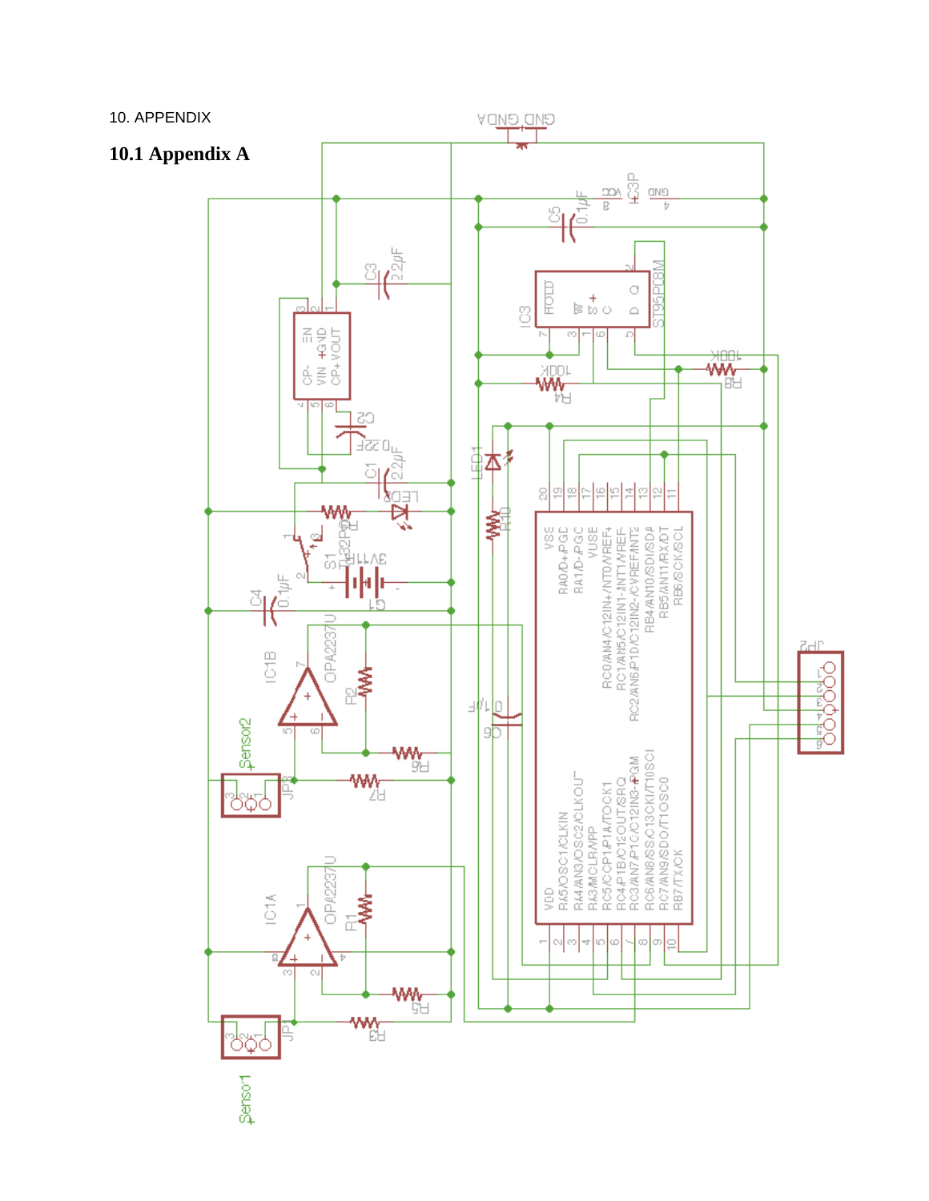10. APPENDIX

## 10.1 Appendix A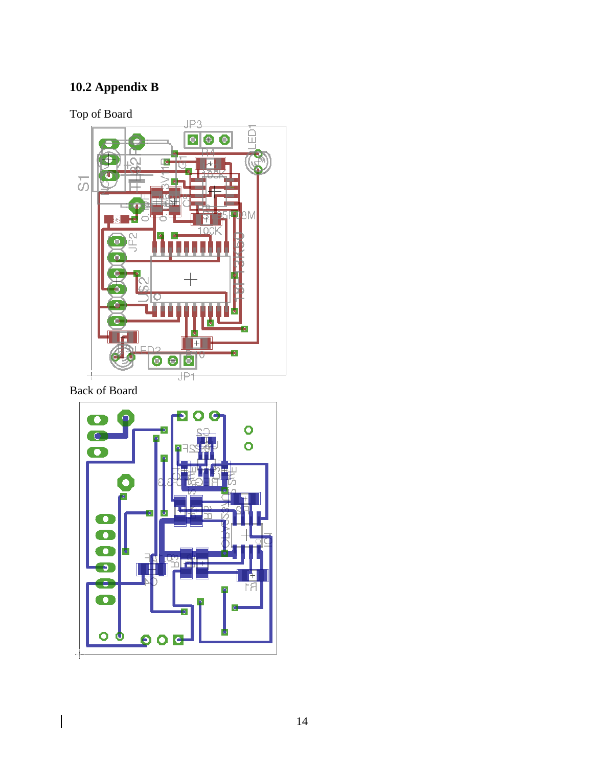### 10.2 Appendix B

Top of Board

Back of Board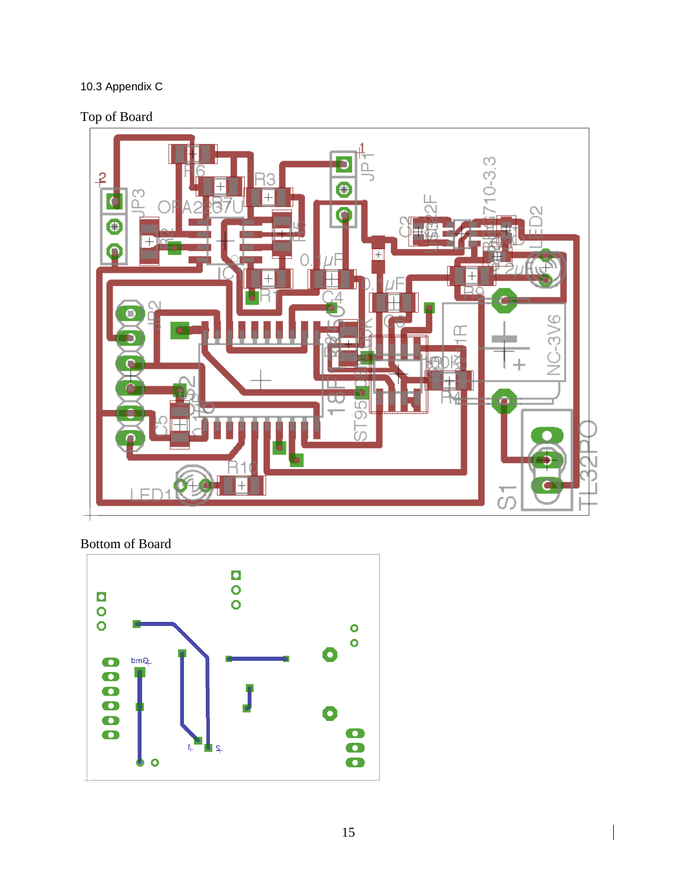10.3 Appendix C

Top of Board

Bottom of Board